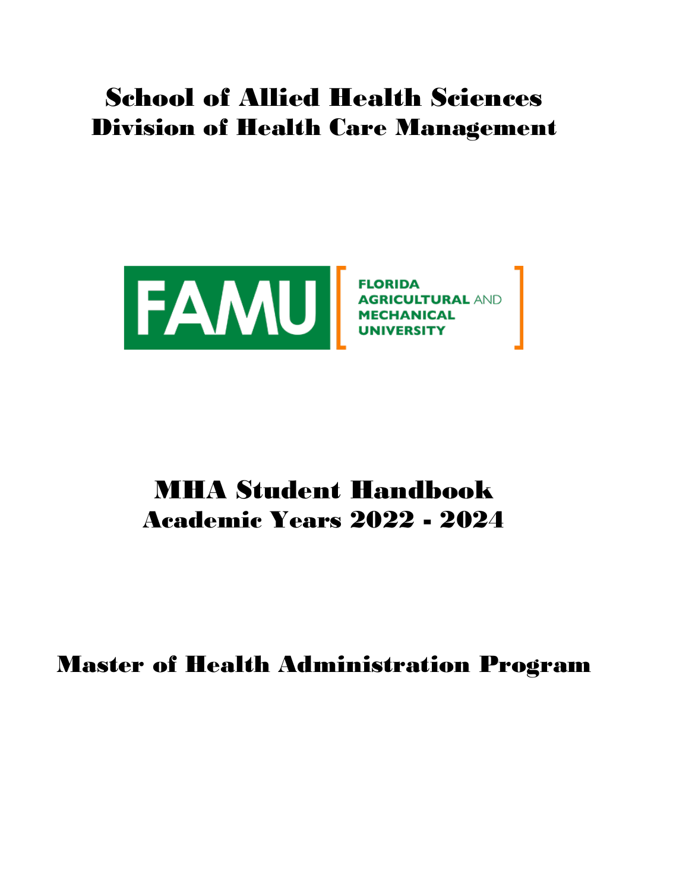# School of Allied Health Sciences
## Division of Health Care Management

FAMU

FLORIDA AGRICULTURAL AND MECHANICAL UNIVERSITY

# MHA Student Handbook
## Academic Years 2022 - 2024

# Master of Health Administration Program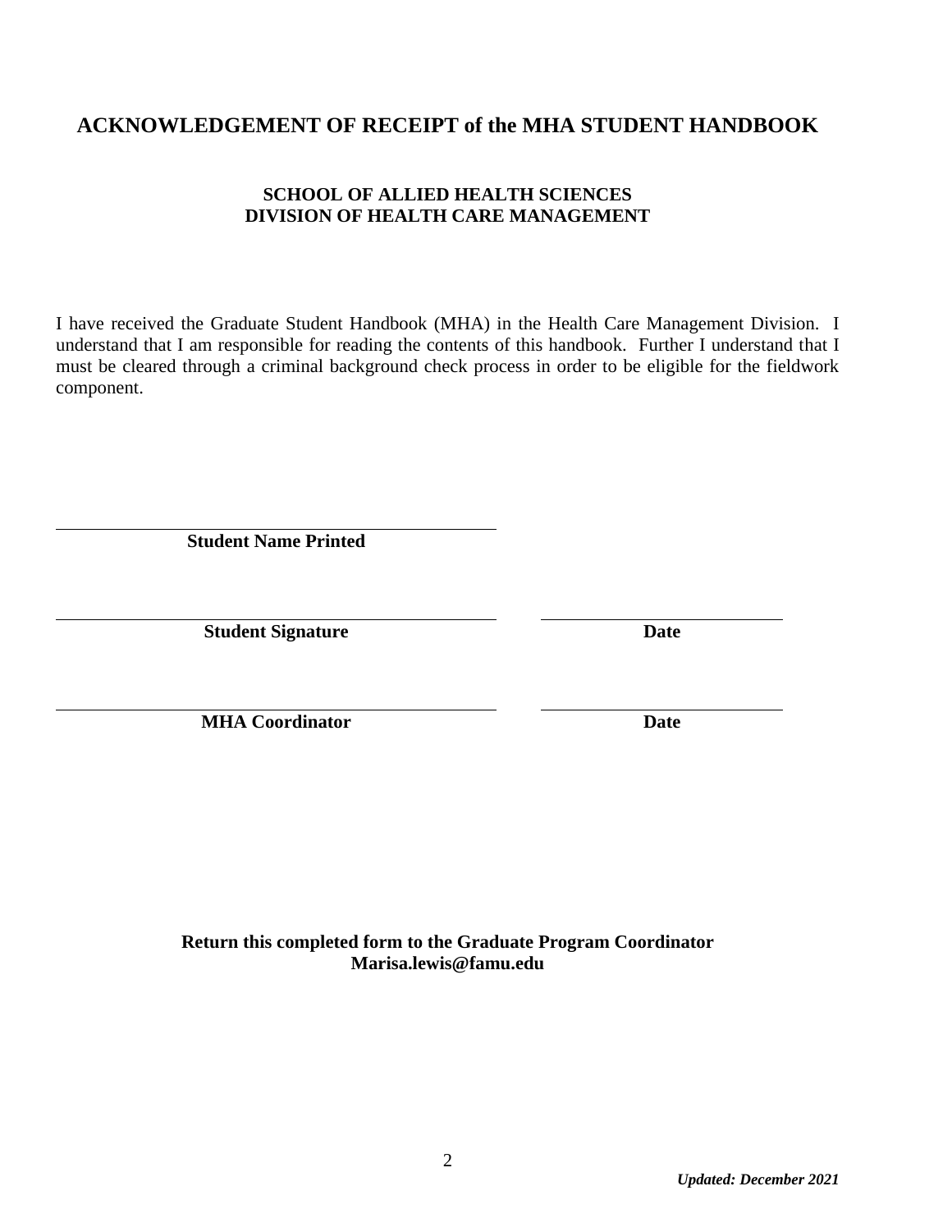## ACKNOWLEDGEMENT OF RECEIPT of the MHA STUDENT HANDBOOK

**SCHOOL OF ALLIED HEALTH SCIENCES**
**DIVISION OF HEALTH CARE MANAGEMENT**

I have received the Graduate Student Handbook (MHA) in the Health Care Management Division. I understand that I am responsible for reading the contents of this handbook. Further I understand that I must be cleared through a criminal background check process in order to be eligible for the fieldwork component.

\_\_\_\_\_\_\_\_\_\_\_\_\_\_\_\_\_\_\_\_\_\_\_\_\_\_\_\_\_\_\_\_\_\_\_\_\_\_\_\_
**Student Name Printed**

\_\_\_\_\_\_\_\_\_\_\_\_\_\_\_\_\_\_\_\_\_\_\_\_\_\_\_\_\_\_\_\_\_\_\_\_\_\_\_\_ \_\_\_\_\_\_\_\_\_\_\_\_\_\_\_\_\_\_\_\_\_\_
**Student Signature** **Date**

\_\_\_\_\_\_\_\_\_\_\_\_\_\_\_\_\_\_\_\_\_\_\_\_\_\_\_\_\_\_\_\_\_\_\_\_\_\_\_\_ \_\_\_\_\_\_\_\_\_\_\_\_\_\_\_\_\_\_\_\_\_\_
**MHA Coordinator** **Date**

**Return this completed form to the Graduate Program Coordinator**
**Marisa.lewis@famu.edu**

***Updated: December 2021***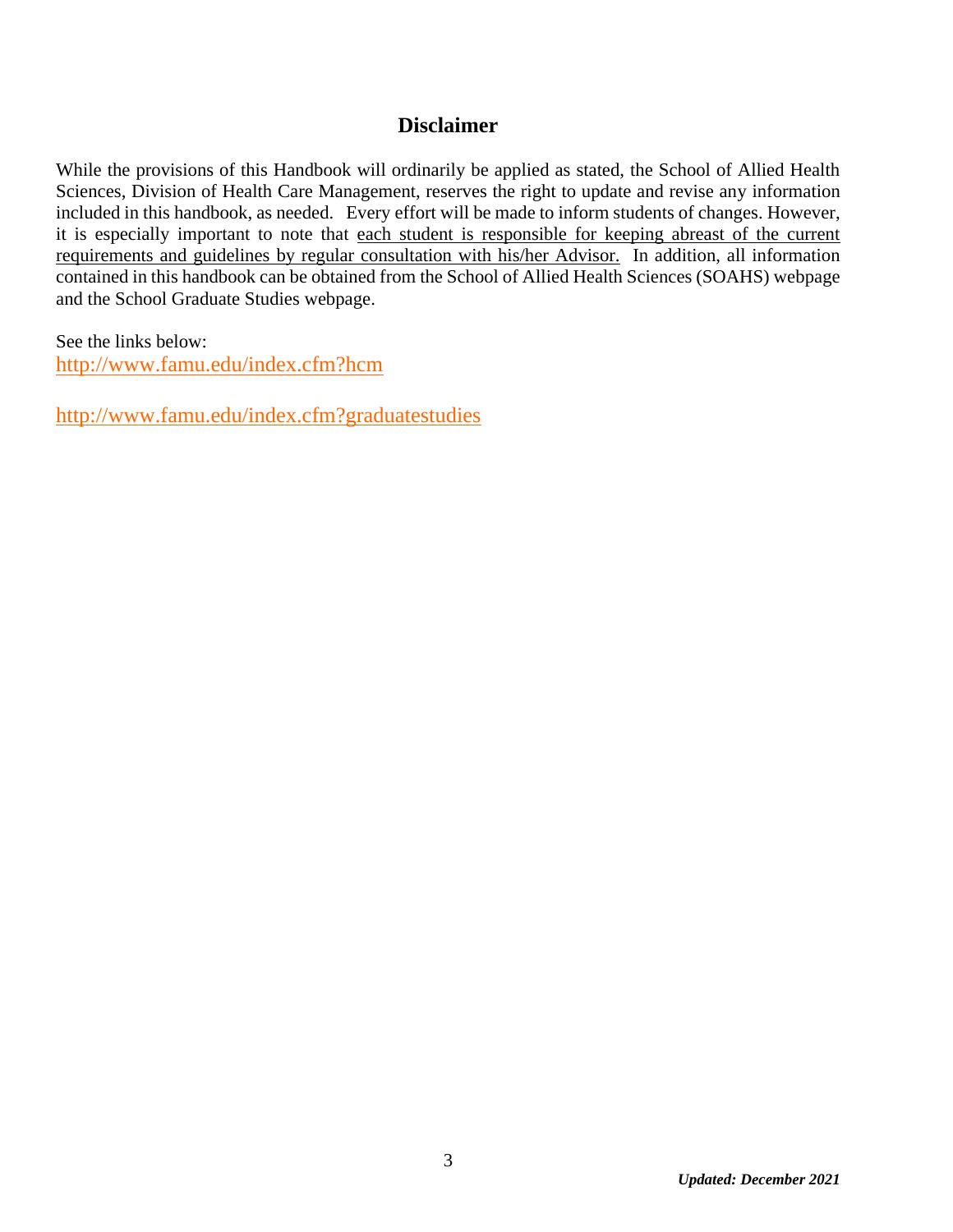## Disclaimer

While the provisions of this Handbook will ordinarily be applied as stated, the School of Allied Health Sciences, Division of Health Care Management, reserves the right to update and revise any information included in this handbook, as needed. Every effort will be made to inform students of changes. However, it is especially important to note that <u>each student is responsible for keeping abreast of the current requirements and guidelines by regular consultation with his/her Advisor.</u> In addition, all information contained in this handbook can be obtained from the School of Allied Health Sciences (SOAHS) webpage and the School Graduate Studies webpage.

See the links below:
http://www.famu.edu/index.cfm?hcm

http://www.famu.edu/index.cfm?graduatestudies

***Updated: December 2021***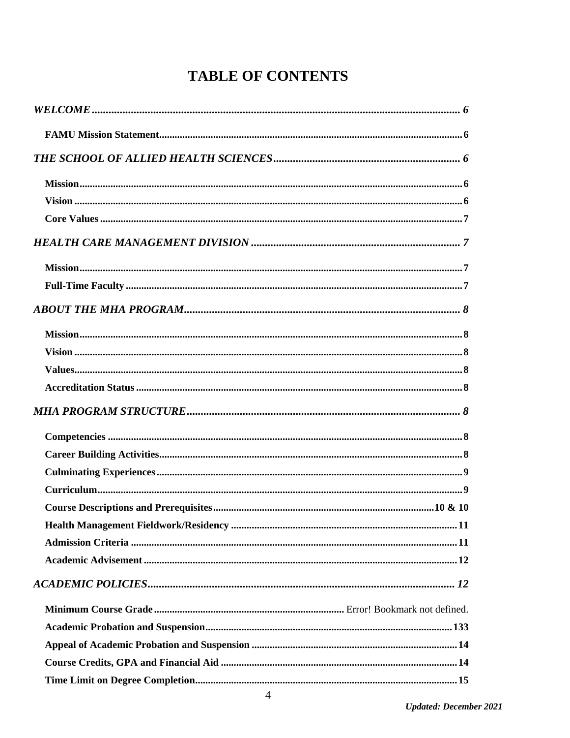# TABLE OF CONTENTS

*WELCOME* ........................................................................................................................ *6*

**FAMU Mission Statement** ........................................................................................................................ 6

*THE SCHOOL OF ALLIED HEALTH SCIENCES* ........................................................................................ *6*

**Mission** ........................................................................................................................ 6

**Vision** ........................................................................................................................ 6

**Core Values** ........................................................................................................................ 7

*HEALTH CARE MANAGEMENT DIVISION* ........................................................................................ *7*

**Mission** ........................................................................................................................ 7

**Full-Time Faculty** ........................................................................................................................ 7

*ABOUT THE MHA PROGRAM* ........................................................................................................................ *8*

**Mission** ........................................................................................................................ 8

**Vision** ........................................................................................................................ 8

**Values** ........................................................................................................................ 8

**Accreditation Status** ........................................................................................................................ 8

*MHA PROGRAM STRUCTURE* ........................................................................................................................ *8*

**Competencies** ........................................................................................................................ 8

**Career Building Activities** ........................................................................................................................ 8

**Culminating Experiences** ........................................................................................................................ 9

**Curriculum** ........................................................................................................................ 9

**Course Descriptions and Prerequisites** ........................................................................................ 10 & 10

**Health Management Fieldwork/Residency** ........................................................................................ 11

**Admission Criteria** ........................................................................................................................ 11

**Academic Advisement** ........................................................................................................................ 12

*ACADEMIC POLICIES* ........................................................................................................................ *12*

**Minimum Course Grade** ........................................................................ Error! Bookmark not defined.

**Academic Probation and Suspension** ........................................................................................ 133

**Appeal of Academic Probation and Suspension** ........................................................................ 14

**Course Credits, GPA and Financial Aid** ........................................................................................ 14

**Time Limit on Degree Completion** ........................................................................................ 15

***Updated: December 2021***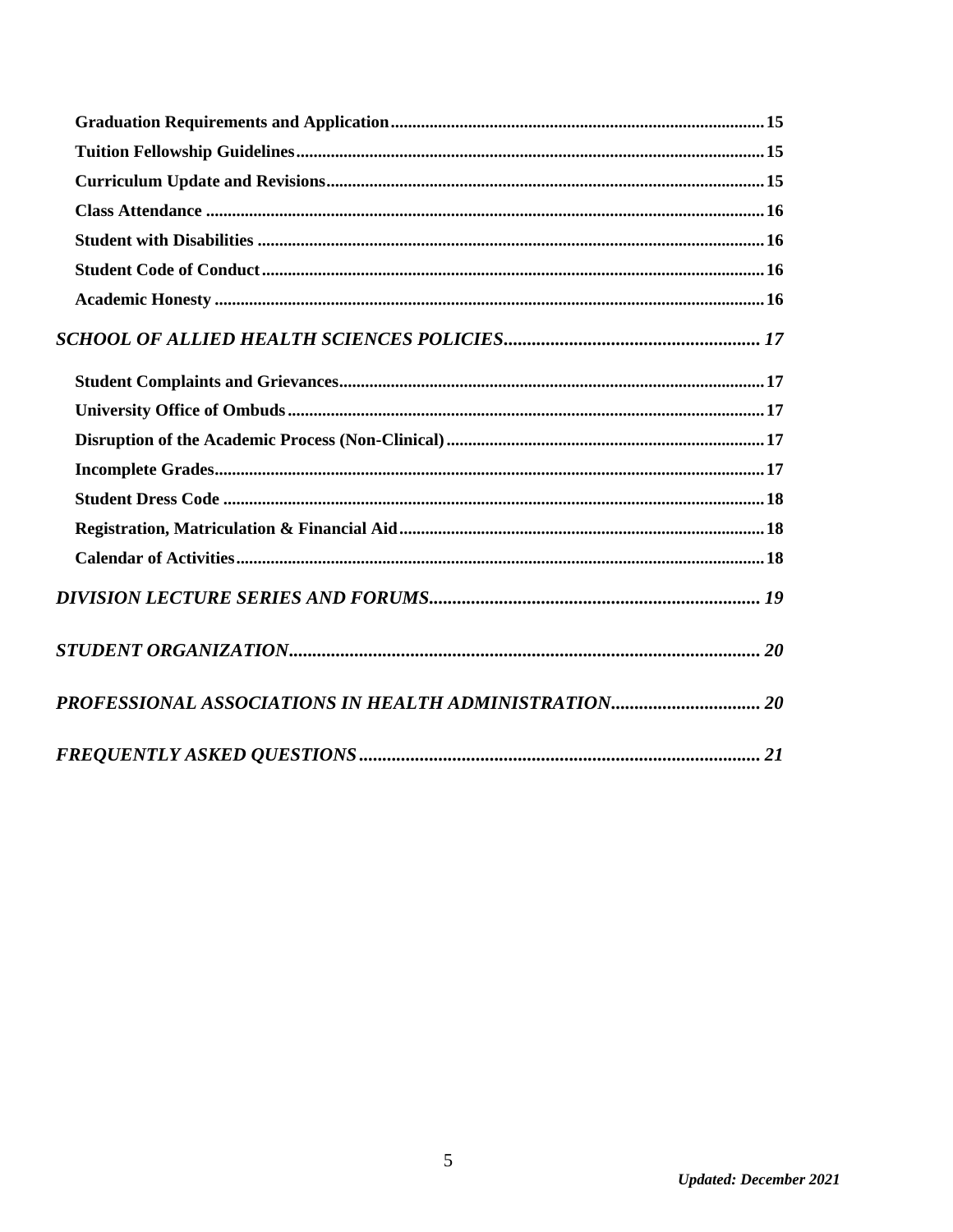**Graduation Requirements and Application** ........ 15
**Tuition Fellowship Guidelines** ........ 15
**Curriculum Update and Revisions** ........ 15
**Class Attendance** ........ 16
**Student with Disabilities** ........ 16
**Student Code of Conduct** ........ 16
**Academic Honesty** ........ 16

***SCHOOL OF ALLIED HEALTH SCIENCES POLICIES*** ........ 17

**Student Complaints and Grievances** ........ 17
**University Office of Ombuds** ........ 17
**Disruption of the Academic Process (Non-Clinical)** ........ 17
**Incomplete Grades** ........ 17
**Student Dress Code** ........ 18
**Registration, Matriculation & Financial Aid** ........ 18
**Calendar of Activities** ........ 18

***DIVISION LECTURE SERIES AND FORUMS*** ........ 19

***STUDENT ORGANIZATION*** ........ 20

***PROFESSIONAL ASSOCIATIONS IN HEALTH ADMINISTRATION*** ........ 20

***FREQUENTLY ASKED QUESTIONS*** ........ 21

***Updated: December 2021***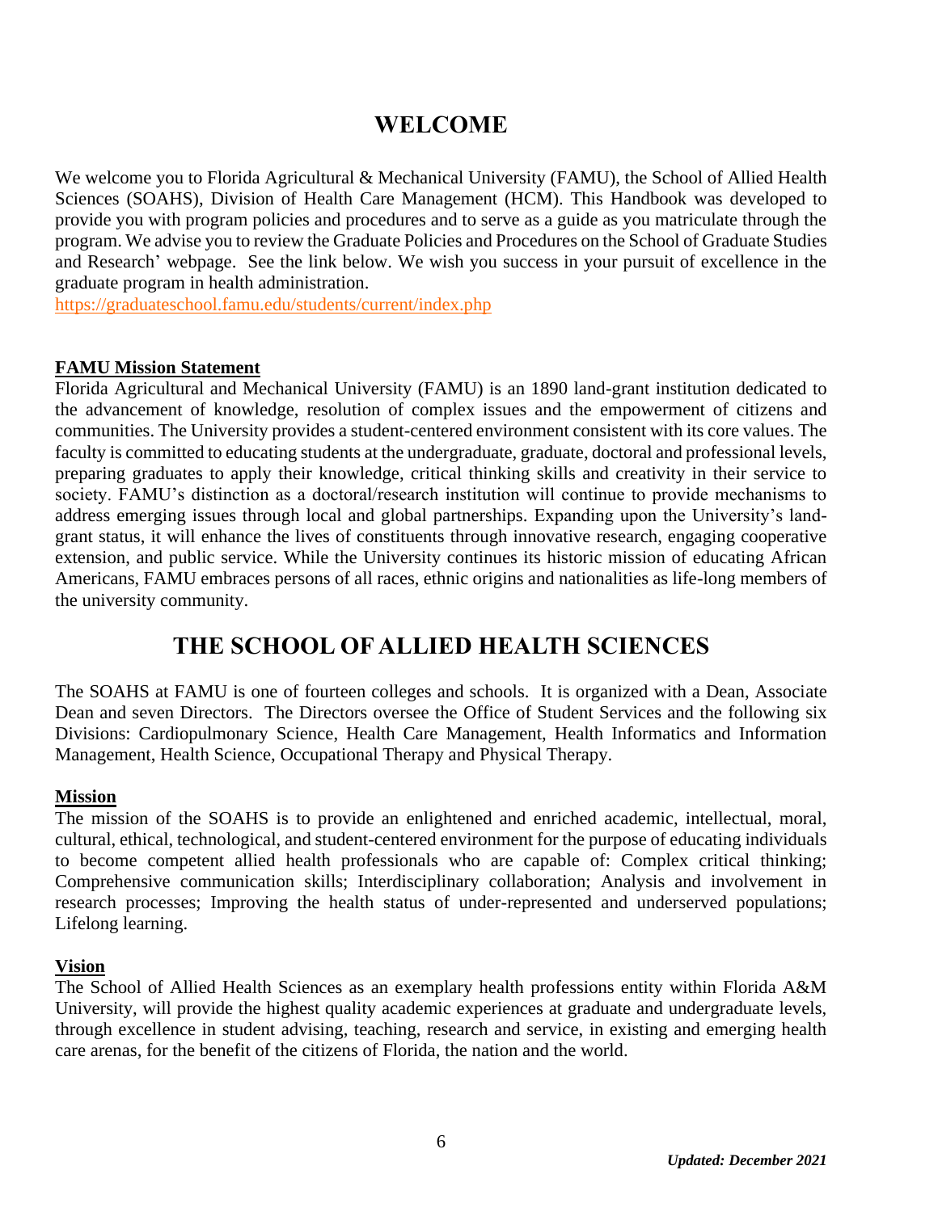# WELCOME

We welcome you to Florida Agricultural & Mechanical University (FAMU), the School of Allied Health Sciences (SOAHS), Division of Health Care Management (HCM). This Handbook was developed to provide you with program policies and procedures and to serve as a guide as you matriculate through the program. We advise you to review the Graduate Policies and Procedures on the School of Graduate Studies and Research' webpage. See the link below. We wish you success in your pursuit of excellence in the graduate program in health administration.
https://graduateschool.famu.edu/students/current/index.php

### FAMU Mission Statement

Florida Agricultural and Mechanical University (FAMU) is an 1890 land-grant institution dedicated to the advancement of knowledge, resolution of complex issues and the empowerment of citizens and communities. The University provides a student-centered environment consistent with its core values. The faculty is committed to educating students at the undergraduate, graduate, doctoral and professional levels, preparing graduates to apply their knowledge, critical thinking skills and creativity in their service to society. FAMU's distinction as a doctoral/research institution will continue to provide mechanisms to address emerging issues through local and global partnerships. Expanding upon the University's land-grant status, it will enhance the lives of constituents through innovative research, engaging cooperative extension, and public service. While the University continues its historic mission of educating African Americans, FAMU embraces persons of all races, ethnic origins and nationalities as life-long members of the university community.

# THE SCHOOL OF ALLIED HEALTH SCIENCES

The SOAHS at FAMU is one of fourteen colleges and schools. It is organized with a Dean, Associate Dean and seven Directors. The Directors oversee the Office of Student Services and the following six Divisions: Cardiopulmonary Science, Health Care Management, Health Informatics and Information Management, Health Science, Occupational Therapy and Physical Therapy.

### Mission

The mission of the SOAHS is to provide an enlightened and enriched academic, intellectual, moral, cultural, ethical, technological, and student-centered environment for the purpose of educating individuals to become competent allied health professionals who are capable of: Complex critical thinking; Comprehensive communication skills; Interdisciplinary collaboration; Analysis and involvement in research processes; Improving the health status of under-represented and underserved populations; Lifelong learning.

### Vision

The School of Allied Health Sciences as an exemplary health professions entity within Florida A&M University, will provide the highest quality academic experiences at graduate and undergraduate levels, through excellence in student advising, teaching, research and service, in existing and emerging health care arenas, for the benefit of the citizens of Florida, the nation and the world.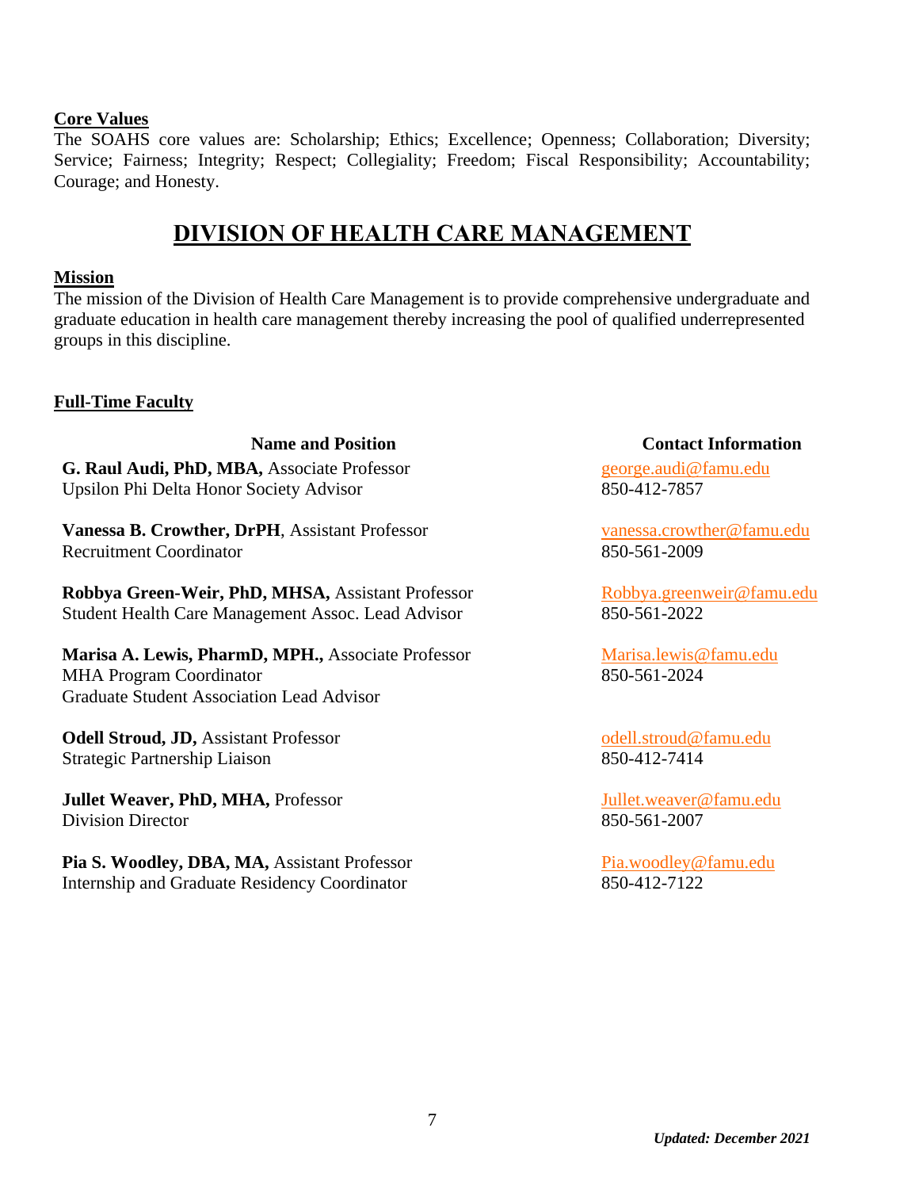**Core Values**

The SOAHS core values are: Scholarship; Ethics; Excellence; Openness; Collaboration; Diversity; Service; Fairness; Integrity; Respect; Collegiality; Freedom; Fiscal Responsibility; Accountability; Courage; and Honesty.

# DIVISION OF HEALTH CARE MANAGEMENT

**Mission**

The mission of the Division of Health Care Management is to provide comprehensive undergraduate and graduate education in health care management thereby increasing the pool of qualified underrepresented groups in this discipline.

**Full-Time Faculty**

| Name and Position | Contact Information |
|---|---|
| **G. Raul Audi, PhD, MBA,** Associate Professor<br>Upsilon Phi Delta Honor Society Advisor | george.audi@famu.edu<br>850-412-7857 |
| **Vanessa B. Crowther, DrPH**, Assistant Professor<br>Recruitment Coordinator | vanessa.crowther@famu.edu<br>850-561-2009 |
| **Robbya Green-Weir, PhD, MHSA,** Assistant Professor<br>Student Health Care Management Assoc. Lead Advisor | Robbya.greenweir@famu.edu<br>850-561-2022 |
| **Marisa A. Lewis, PharmD, MPH.,** Associate Professor<br>MHA Program Coordinator<br>Graduate Student Association Lead Advisor | Marisa.lewis@famu.edu<br>850-561-2024 |
| **Odell Stroud, JD,** Assistant Professor<br>Strategic Partnership Liaison | odell.stroud@famu.edu<br>850-412-7414 |
| **Jullet Weaver, PhD, MHA,** Professor<br>Division Director | Jullet.weaver@famu.edu<br>850-561-2007 |
| **Pia S. Woodley, DBA, MA,** Assistant Professor<br>Internship and Graduate Residency Coordinator | Pia.woodley@famu.edu<br>850-412-7122 |

***Updated: December 2021***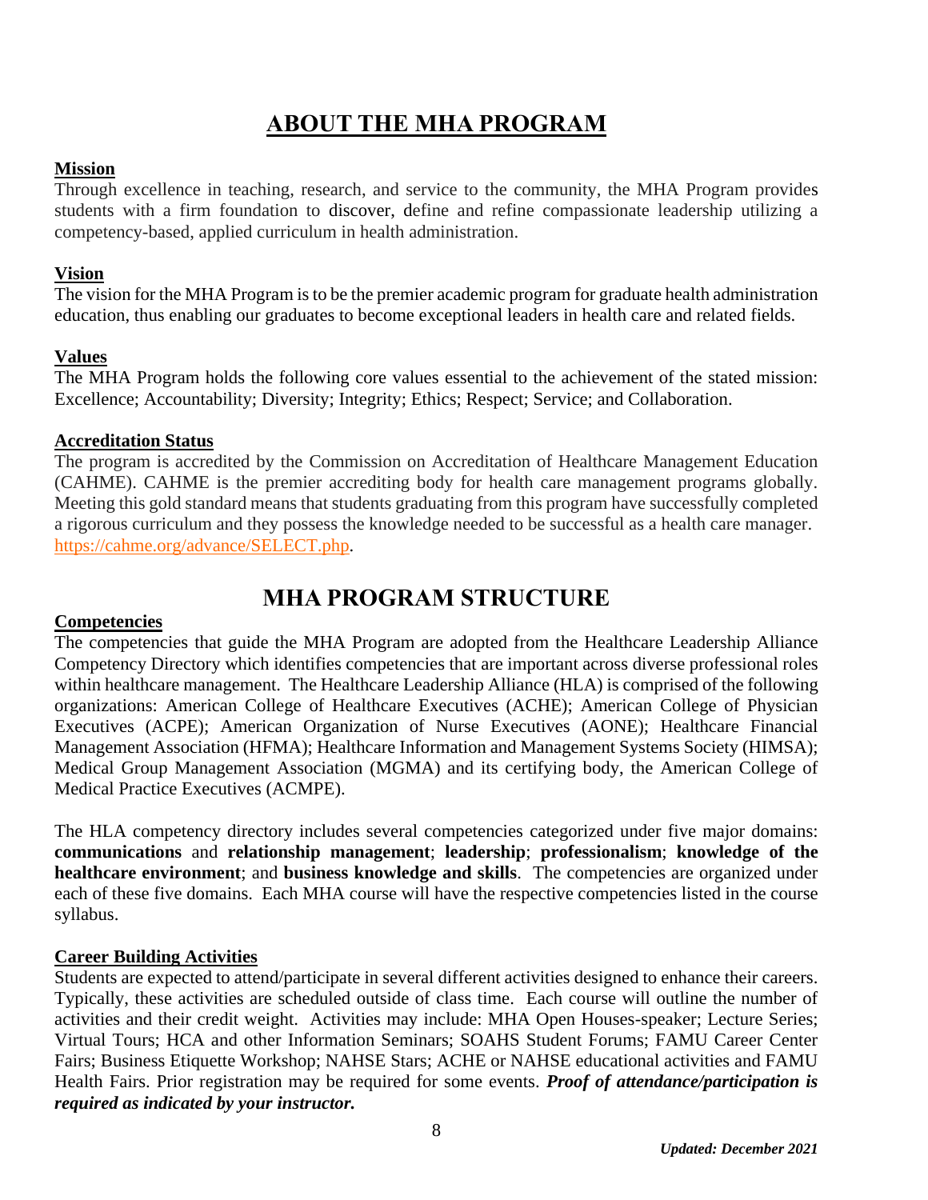# ABOUT THE MHA PROGRAM

**Mission**

Through excellence in teaching, research, and service to the community, the MHA Program provides students with a firm foundation to discover, define and refine compassionate leadership utilizing a competency-based, applied curriculum in health administration.

**Vision**

The vision for the MHA Program is to be the premier academic program for graduate health administration education, thus enabling our graduates to become exceptional leaders in health care and related fields.

**Values**

The MHA Program holds the following core values essential to the achievement of the stated mission: Excellence; Accountability; Diversity; Integrity; Ethics; Respect; Service; and Collaboration.

**Accreditation Status**

The program is accredited by the Commission on Accreditation of Healthcare Management Education (CAHME). CAHME is the premier accrediting body for health care management programs globally. Meeting this gold standard means that students graduating from this program have successfully completed a rigorous curriculum and they possess the knowledge needed to be successful as a health care manager. https://cahme.org/advance/SELECT.php.

# MHA PROGRAM STRUCTURE

**Competencies**

The competencies that guide the MHA Program are adopted from the Healthcare Leadership Alliance Competency Directory which identifies competencies that are important across diverse professional roles within healthcare management. The Healthcare Leadership Alliance (HLA) is comprised of the following organizations: American College of Healthcare Executives (ACHE); American College of Physician Executives (ACPE); American Organization of Nurse Executives (AONE); Healthcare Financial Management Association (HFMA); Healthcare Information and Management Systems Society (HIMSA); Medical Group Management Association (MGMA) and its certifying body, the American College of Medical Practice Executives (ACMPE).

The HLA competency directory includes several competencies categorized under five major domains: **communications** and **relationship management**; **leadership**; **professionalism**; **knowledge of the healthcare environment**; and **business knowledge and skills**. The competencies are organized under each of these five domains. Each MHA course will have the respective competencies listed in the course syllabus.

**Career Building Activities**

Students are expected to attend/participate in several different activities designed to enhance their careers. Typically, these activities are scheduled outside of class time. Each course will outline the number of activities and their credit weight. Activities may include: MHA Open Houses-speaker; Lecture Series; Virtual Tours; HCA and other Information Seminars; SOAHS Student Forums; FAMU Career Center Fairs; Business Etiquette Workshop; NAHSE Stars; ACHE or NAHSE educational activities and FAMU Health Fairs. Prior registration may be required for some events. ***Proof of attendance/participation is required as indicated by your instructor.***

*Updated: December 2021*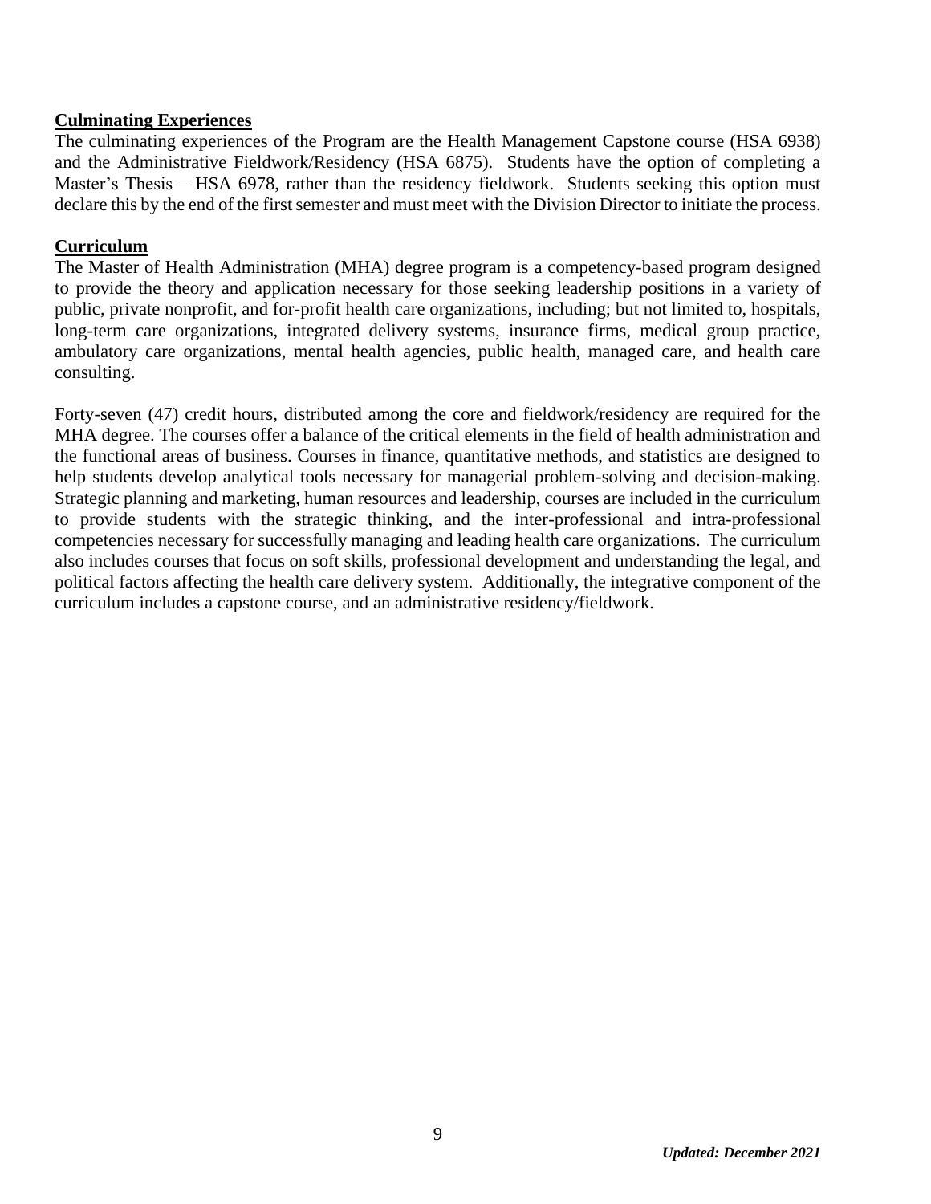**Culminating Experiences**

The culminating experiences of the Program are the Health Management Capstone course (HSA 6938) and the Administrative Fieldwork/Residency (HSA 6875). Students have the option of completing a Master's Thesis – HSA 6978, rather than the residency fieldwork. Students seeking this option must declare this by the end of the first semester and must meet with the Division Director to initiate the process.

**Curriculum**

The Master of Health Administration (MHA) degree program is a competency-based program designed to provide the theory and application necessary for those seeking leadership positions in a variety of public, private nonprofit, and for-profit health care organizations, including; but not limited to, hospitals, long-term care organizations, integrated delivery systems, insurance firms, medical group practice, ambulatory care organizations, mental health agencies, public health, managed care, and health care consulting.

Forty-seven (47) credit hours, distributed among the core and fieldwork/residency are required for the MHA degree. The courses offer a balance of the critical elements in the field of health administration and the functional areas of business. Courses in finance, quantitative methods, and statistics are designed to help students develop analytical tools necessary for managerial problem-solving and decision-making. Strategic planning and marketing, human resources and leadership, courses are included in the curriculum to provide students with the strategic thinking, and the inter-professional and intra-professional competencies necessary for successfully managing and leading health care organizations. The curriculum also includes courses that focus on soft skills, professional development and understanding the legal, and political factors affecting the health care delivery system. Additionally, the integrative component of the curriculum includes a capstone course, and an administrative residency/fieldwork.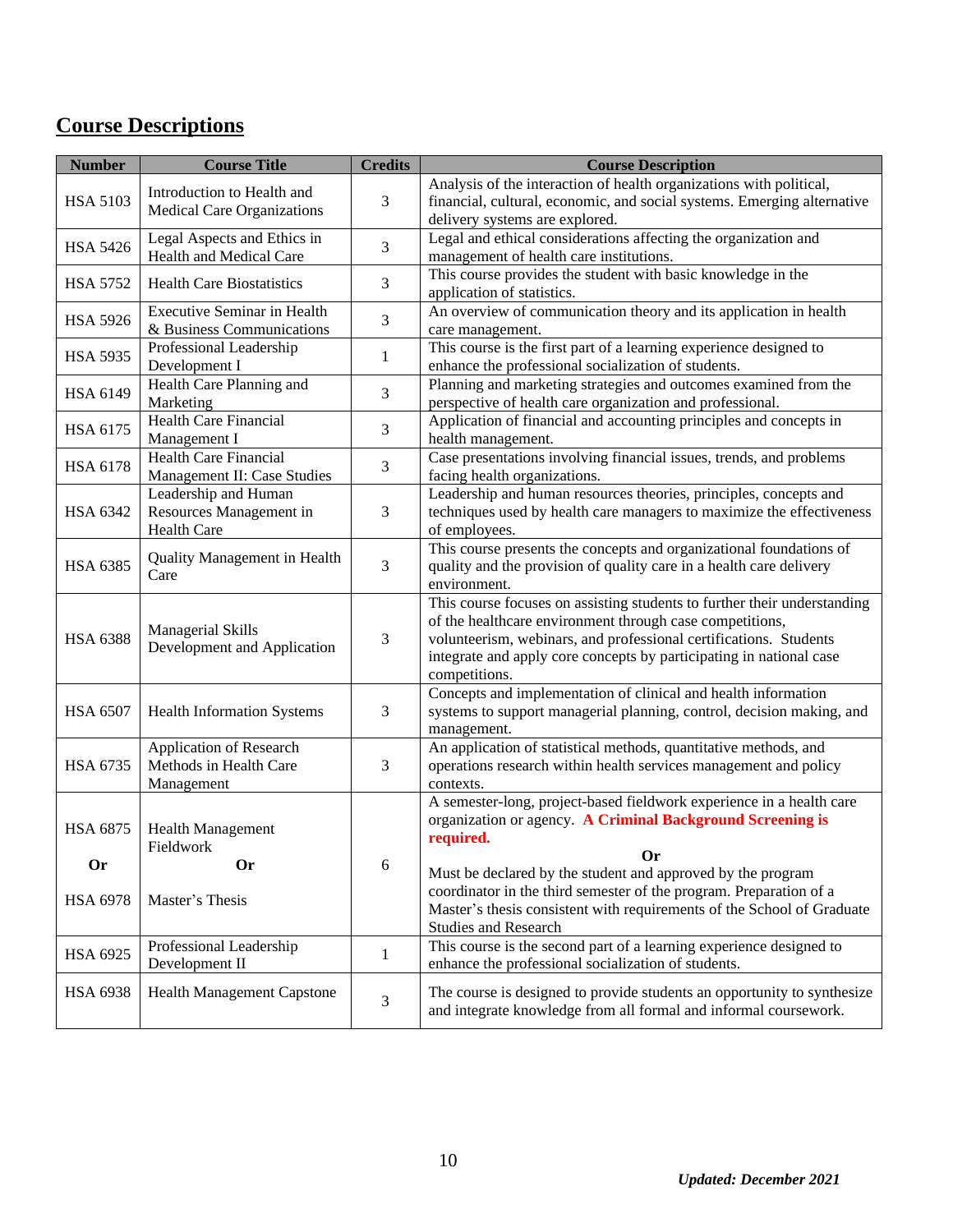## Course Descriptions

| Number | Course Title | Credits | Course Description |
|---|---|---|---|
| HSA 5103 | Introduction to Health and Medical Care Organizations | 3 | Analysis of the interaction of health organizations with political, financial, cultural, economic, and social systems. Emerging alternative delivery systems are explored. |
| HSA 5426 | Legal Aspects and Ethics in Health and Medical Care | 3 | Legal and ethical considerations affecting the organization and management of health care institutions. |
| HSA 5752 | Health Care Biostatistics | 3 | This course provides the student with basic knowledge in the application of statistics. |
| HSA 5926 | Executive Seminar in Health & Business Communications | 3 | An overview of communication theory and its application in health care management. |
| HSA 5935 | Professional Leadership Development I | 1 | This course is the first part of a learning experience designed to enhance the professional socialization of students. |
| HSA 6149 | Health Care Planning and Marketing | 3 | Planning and marketing strategies and outcomes examined from the perspective of health care organization and professional. |
| HSA 6175 | Health Care Financial Management I | 3 | Application of financial and accounting principles and concepts in health management. |
| HSA 6178 | Health Care Financial Management II: Case Studies | 3 | Case presentations involving financial issues, trends, and problems facing health organizations. |
| HSA 6342 | Leadership and Human Resources Management in Health Care | 3 | Leadership and human resources theories, principles, concepts and techniques used by health care managers to maximize the effectiveness of employees. |
| HSA 6385 | Quality Management in Health Care | 3 | This course presents the concepts and organizational foundations of quality and the provision of quality care in a health care delivery environment. |
| HSA 6388 | Managerial Skills Development and Application | 3 | This course focuses on assisting students to further their understanding of the healthcare environment through case competitions, volunteerism, webinars, and professional certifications. Students integrate and apply core concepts by participating in national case competitions. |
| HSA 6507 | Health Information Systems | 3 | Concepts and implementation of clinical and health information systems to support managerial planning, control, decision making, and management. |
| HSA 6735 | Application of Research Methods in Health Care Management | 3 | An application of statistical methods, quantitative methods, and operations research within health services management and policy contexts. |
| HSA 6875 **Or** HSA 6978 | Health Management Fieldwork **Or** Master's Thesis | 6 | A semester-long, project-based fieldwork experience in a health care organization or agency. **A Criminal Background Screening is required.** **Or** Must be declared by the student and approved by the program coordinator in the third semester of the program. Preparation of a Master's thesis consistent with requirements of the School of Graduate Studies and Research |
| HSA 6925 | Professional Leadership Development II | 1 | This course is the second part of a learning experience designed to enhance the professional socialization of students. |
| HSA 6938 | Health Management Capstone | 3 | The course is designed to provide students an opportunity to synthesize and integrate knowledge from all formal and informal coursework. |

***Updated: December 2021***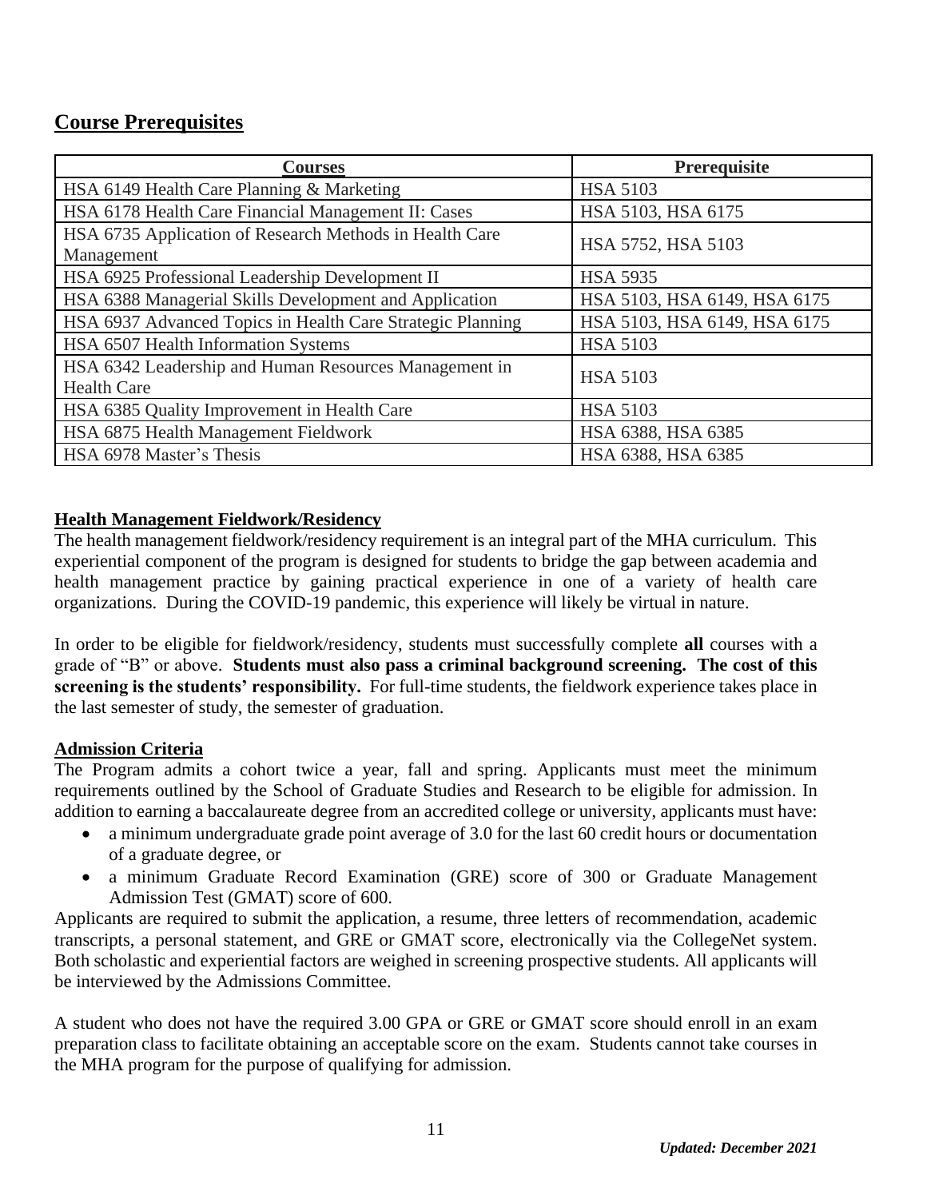## Course Prerequisites

| Courses | Prerequisite |
|---|---|
| HSA 6149 Health Care Planning & Marketing | HSA 5103 |
| HSA 6178 Health Care Financial Management II: Cases | HSA 5103, HSA 6175 |
| HSA 6735 Application of Research Methods in Health Care Management | HSA 5752, HSA 5103 |
| HSA 6925 Professional Leadership Development II | HSA 5935 |
| HSA 6388 Managerial Skills Development and Application | HSA 5103, HSA 6149, HSA 6175 |
| HSA 6937 Advanced Topics in Health Care Strategic Planning | HSA 5103, HSA 6149, HSA 6175 |
| HSA 6507 Health Information Systems | HSA 5103 |
| HSA 6342 Leadership and Human Resources Management in Health Care | HSA 5103 |
| HSA 6385 Quality Improvement in Health Care | HSA 5103 |
| HSA 6875 Health Management Fieldwork | HSA 6388, HSA 6385 |
| HSA 6978 Master's Thesis | HSA 6388, HSA 6385 |

### Health Management Fieldwork/Residency

The health management fieldwork/residency requirement is an integral part of the MHA curriculum. This experiential component of the program is designed for students to bridge the gap between academia and health management practice by gaining practical experience in one of a variety of health care organizations. During the COVID-19 pandemic, this experience will likely be virtual in nature.

In order to be eligible for fieldwork/residency, students must successfully complete **all** courses with a grade of "B" or above. **Students must also pass a criminal background screening. The cost of this screening is the students' responsibility.** For full-time students, the fieldwork experience takes place in the last semester of study, the semester of graduation.

### Admission Criteria

The Program admits a cohort twice a year, fall and spring. Applicants must meet the minimum requirements outlined by the School of Graduate Studies and Research to be eligible for admission. In addition to earning a baccalaureate degree from an accredited college or university, applicants must have:

- a minimum undergraduate grade point average of 3.0 for the last 60 credit hours or documentation of a graduate degree, or
- a minimum Graduate Record Examination (GRE) score of 300 or Graduate Management Admission Test (GMAT) score of 600.

Applicants are required to submit the application, a resume, three letters of recommendation, academic transcripts, a personal statement, and GRE or GMAT score, electronically via the CollegeNet system. Both scholastic and experiential factors are weighed in screening prospective students. All applicants will be interviewed by the Admissions Committee.

A student who does not have the required 3.00 GPA or GRE or GMAT score should enroll in an exam preparation class to facilitate obtaining an acceptable score on the exam. Students cannot take courses in the MHA program for the purpose of qualifying for admission.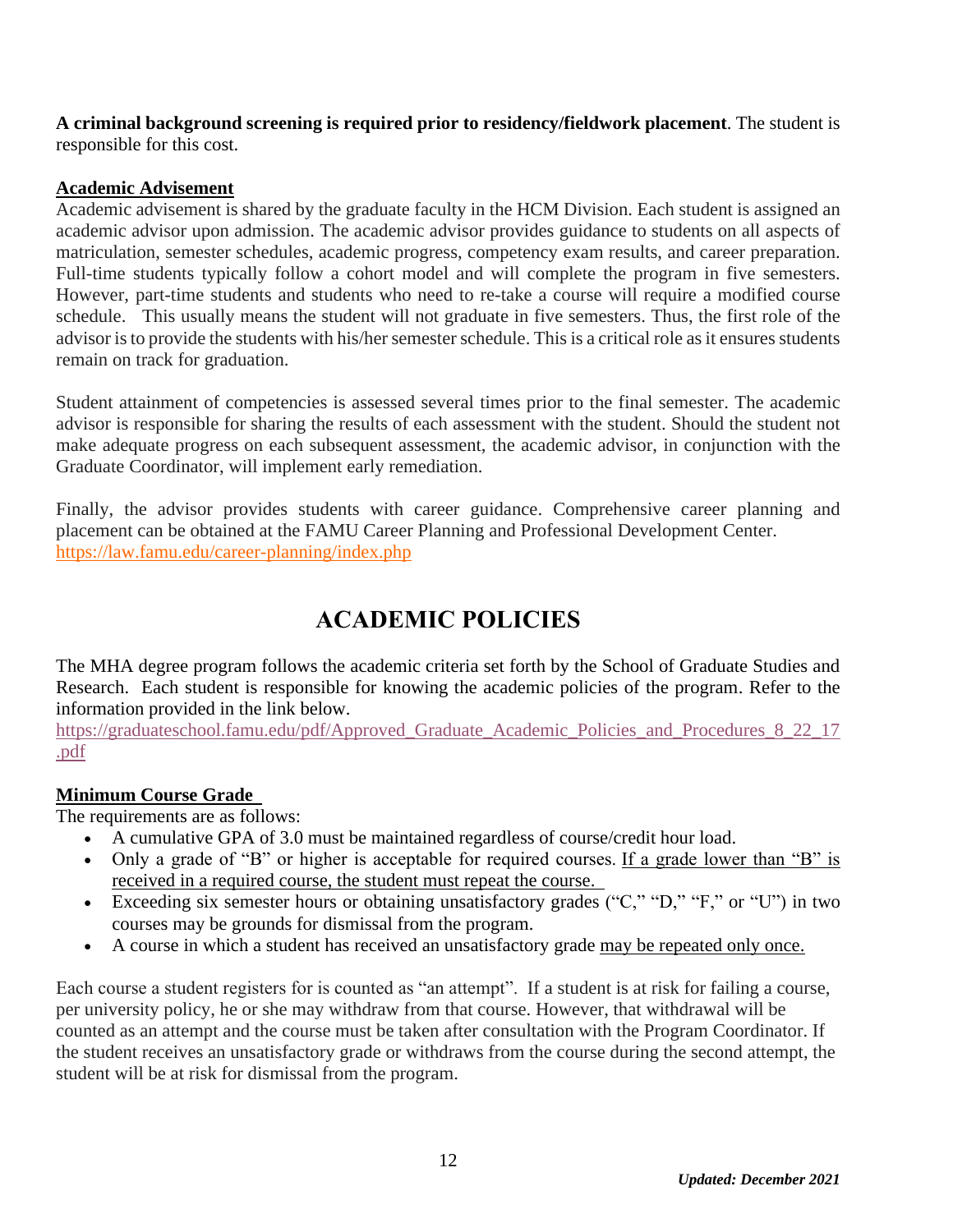**A criminal background screening is required prior to residency/fieldwork placement**. The student is responsible for this cost.

**Academic Advisement**

Academic advisement is shared by the graduate faculty in the HCM Division. Each student is assigned an academic advisor upon admission. The academic advisor provides guidance to students on all aspects of matriculation, semester schedules, academic progress, competency exam results, and career preparation. Full-time students typically follow a cohort model and will complete the program in five semesters. However, part-time students and students who need to re-take a course will require a modified course schedule. This usually means the student will not graduate in five semesters. Thus, the first role of the advisor is to provide the students with his/her semester schedule. This is a critical role as it ensures students remain on track for graduation.

Student attainment of competencies is assessed several times prior to the final semester. The academic advisor is responsible for sharing the results of each assessment with the student. Should the student not make adequate progress on each subsequent assessment, the academic advisor, in conjunction with the Graduate Coordinator, will implement early remediation.

Finally, the advisor provides students with career guidance. Comprehensive career planning and placement can be obtained at the FAMU Career Planning and Professional Development Center. https://law.famu.edu/career-planning/index.php

# ACADEMIC POLICIES

The MHA degree program follows the academic criteria set forth by the School of Graduate Studies and Research. Each student is responsible for knowing the academic policies of the program. Refer to the information provided in the link below.
https://graduateschool.famu.edu/pdf/Approved_Graduate_Academic_Policies_and_Procedures_8_22_17.pdf

**Minimum Course Grade**

The requirements are as follows:

- A cumulative GPA of 3.0 must be maintained regardless of course/credit hour load.
- Only a grade of "B" or higher is acceptable for required courses. If a grade lower than "B" is received in a required course, the student must repeat the course.
- Exceeding six semester hours or obtaining unsatisfactory grades ("C," "D," "F," or "U") in two courses may be grounds for dismissal from the program.
- A course in which a student has received an unsatisfactory grade may be repeated only once.

Each course a student registers for is counted as "an attempt". If a student is at risk for failing a course, per university policy, he or she may withdraw from that course. However, that withdrawal will be counted as an attempt and the course must be taken after consultation with the Program Coordinator. If the student receives an unsatisfactory grade or withdraws from the course during the second attempt, the student will be at risk for dismissal from the program.

*Updated: December 2021*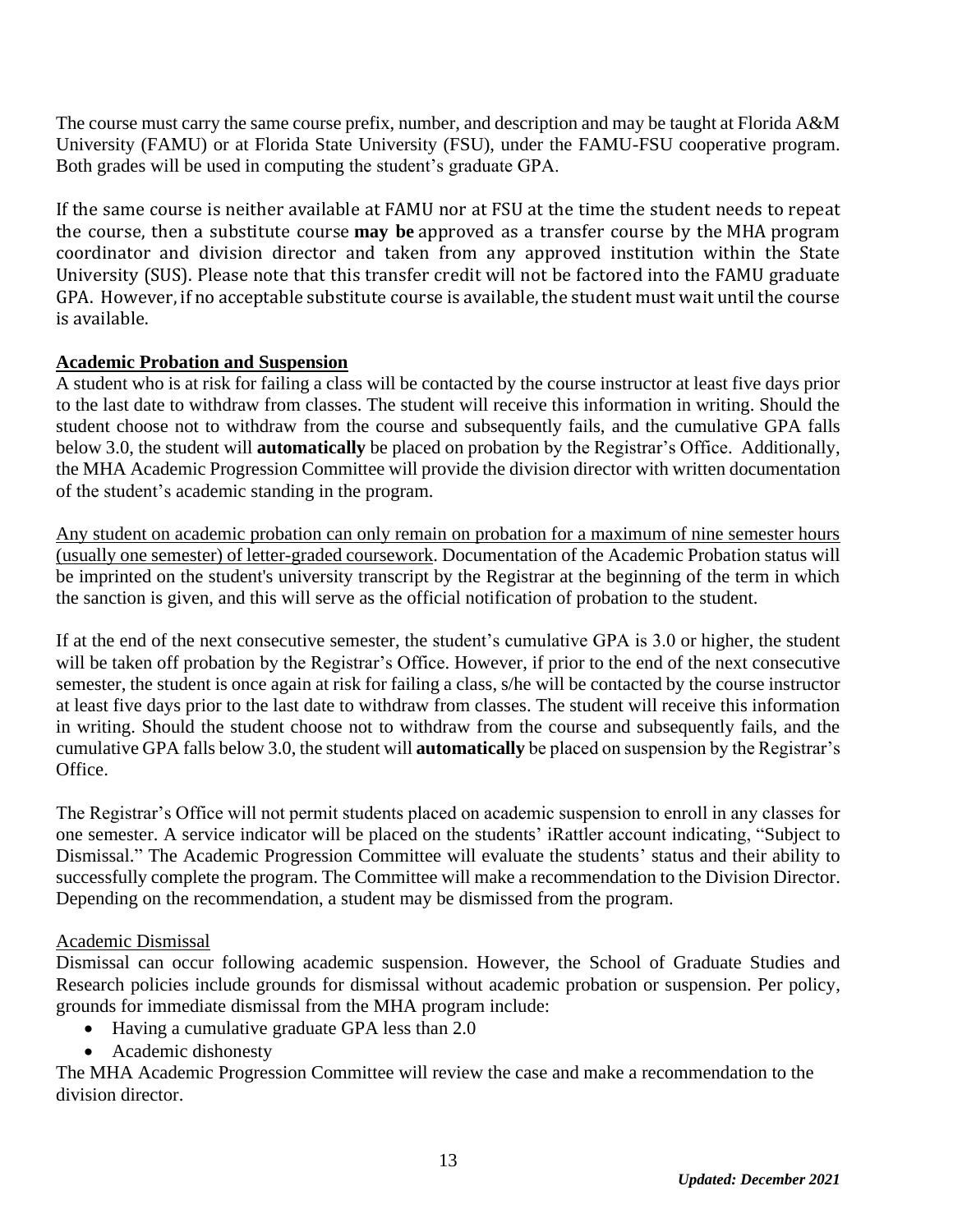The course must carry the same course prefix, number, and description and may be taught at Florida A&M University (FAMU) or at Florida State University (FSU), under the FAMU-FSU cooperative program. Both grades will be used in computing the student's graduate GPA.

If the same course is neither available at FAMU nor at FSU at the time the student needs to repeat the course, then a substitute course **may be** approved as a transfer course by the MHA program coordinator and division director and taken from any approved institution within the State University (SUS). Please note that this transfer credit will not be factored into the FAMU graduate GPA. However, if no acceptable substitute course is available, the student must wait until the course is available.

## Academic Probation and Suspension

A student who is at risk for failing a class will be contacted by the course instructor at least five days prior to the last date to withdraw from classes. The student will receive this information in writing. Should the student choose not to withdraw from the course and subsequently fails, and the cumulative GPA falls below 3.0, the student will **automatically** be placed on probation by the Registrar's Office. Additionally, the MHA Academic Progression Committee will provide the division director with written documentation of the student's academic standing in the program.

Any student on academic probation can only remain on probation for a maximum of nine semester hours (usually one semester) of letter-graded coursework. Documentation of the Academic Probation status will be imprinted on the student's university transcript by the Registrar at the beginning of the term in which the sanction is given, and this will serve as the official notification of probation to the student.

If at the end of the next consecutive semester, the student's cumulative GPA is 3.0 or higher, the student will be taken off probation by the Registrar's Office. However, if prior to the end of the next consecutive semester, the student is once again at risk for failing a class, s/he will be contacted by the course instructor at least five days prior to the last date to withdraw from classes. The student will receive this information in writing. Should the student choose not to withdraw from the course and subsequently fails, and the cumulative GPA falls below 3.0, the student will **automatically** be placed on suspension by the Registrar's Office.

The Registrar's Office will not permit students placed on academic suspension to enroll in any classes for one semester. A service indicator will be placed on the students' iRattler account indicating, "Subject to Dismissal." The Academic Progression Committee will evaluate the students' status and their ability to successfully complete the program. The Committee will make a recommendation to the Division Director. Depending on the recommendation, a student may be dismissed from the program.

### Academic Dismissal

Dismissal can occur following academic suspension. However, the School of Graduate Studies and Research policies include grounds for dismissal without academic probation or suspension. Per policy, grounds for immediate dismissal from the MHA program include:

- Having a cumulative graduate GPA less than 2.0
- Academic dishonesty

The MHA Academic Progression Committee will review the case and make a recommendation to the division director.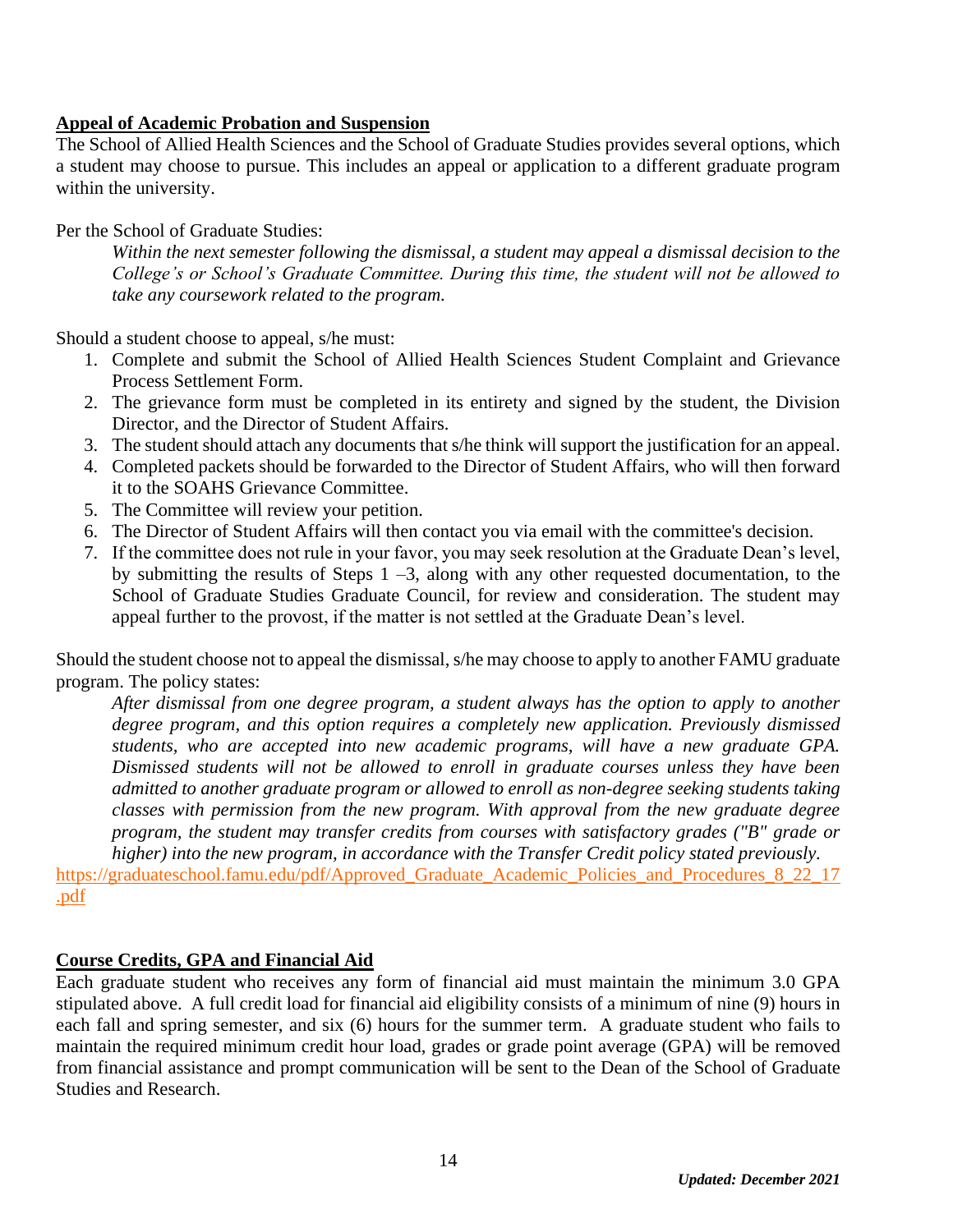## Appeal of Academic Probation and Suspension

The School of Allied Health Sciences and the School of Graduate Studies provides several options, which a student may choose to pursue. This includes an appeal or application to a different graduate program within the university.

Per the School of Graduate Studies:

> *Within the next semester following the dismissal, a student may appeal a dismissal decision to the College's or School's Graduate Committee. During this time, the student will not be allowed to take any coursework related to the program.*

Should a student choose to appeal, s/he must:

1. Complete and submit the School of Allied Health Sciences Student Complaint and Grievance Process Settlement Form.
2. The grievance form must be completed in its entirety and signed by the student, the Division Director, and the Director of Student Affairs.
3. The student should attach any documents that s/he think will support the justification for an appeal.
4. Completed packets should be forwarded to the Director of Student Affairs, who will then forward it to the SOAHS Grievance Committee.
5. The Committee will review your petition.
6. The Director of Student Affairs will then contact you via email with the committee's decision.
7. If the committee does not rule in your favor, you may seek resolution at the Graduate Dean's level, by submitting the results of Steps 1 –3, along with any other requested documentation, to the School of Graduate Studies Graduate Council, for review and consideration. The student may appeal further to the provost, if the matter is not settled at the Graduate Dean's level.

Should the student choose not to appeal the dismissal, s/he may choose to apply to another FAMU graduate program. The policy states:

> *After dismissal from one degree program, a student always has the option to apply to another degree program, and this option requires a completely new application. Previously dismissed students, who are accepted into new academic programs, will have a new graduate GPA. Dismissed students will not be allowed to enroll in graduate courses unless they have been admitted to another graduate program or allowed to enroll as non-degree seeking students taking classes with permission from the new program. With approval from the new graduate degree program, the student may transfer credits from courses with satisfactory grades ("B" grade or higher) into the new program, in accordance with the Transfer Credit policy stated previously.*

https://graduateschool.famu.edu/pdf/Approved_Graduate_Academic_Policies_and_Procedures_8_22_17.pdf

## Course Credits, GPA and Financial Aid

Each graduate student who receives any form of financial aid must maintain the minimum 3.0 GPA stipulated above. A full credit load for financial aid eligibility consists of a minimum of nine (9) hours in each fall and spring semester, and six (6) hours for the summer term. A graduate student who fails to maintain the required minimum credit hour load, grades or grade point average (GPA) will be removed from financial assistance and prompt communication will be sent to the Dean of the School of Graduate Studies and Research.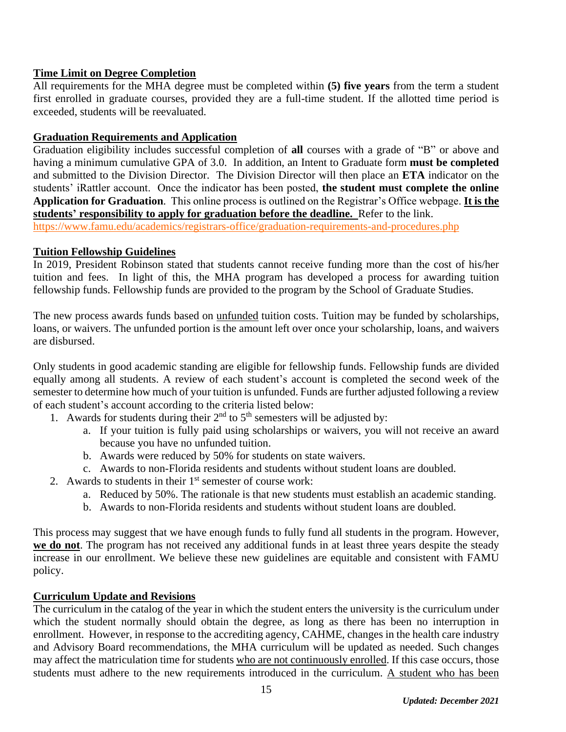## Time Limit on Degree Completion

All requirements for the MHA degree must be completed within **(5) five years** from the term a student first enrolled in graduate courses, provided they are a full-time student. If the allotted time period is exceeded, students will be reevaluated.

## Graduation Requirements and Application

Graduation eligibility includes successful completion of **all** courses with a grade of "B" or above and having a minimum cumulative GPA of 3.0. In addition, an Intent to Graduate form **must be completed** and submitted to the Division Director. The Division Director will then place an **ETA** indicator on the students' iRattler account. Once the indicator has been posted, **the student must complete the online Application for Graduation**. This online process is outlined on the Registrar's Office webpage. **It is the students' responsibility to apply for graduation before the deadline.** Refer to the link.
https://www.famu.edu/academics/registrars-office/graduation-requirements-and-procedures.php

## Tuition Fellowship Guidelines

In 2019, President Robinson stated that students cannot receive funding more than the cost of his/her tuition and fees. In light of this, the MHA program has developed a process for awarding tuition fellowship funds. Fellowship funds are provided to the program by the School of Graduate Studies.

The new process awards funds based on unfunded tuition costs. Tuition may be funded by scholarships, loans, or waivers. The unfunded portion is the amount left over once your scholarship, loans, and waivers are disbursed.

Only students in good academic standing are eligible for fellowship funds. Fellowship funds are divided equally among all students. A review of each student's account is completed the second week of the semester to determine how much of your tuition is unfunded. Funds are further adjusted following a review of each student's account according to the criteria listed below:

1. Awards for students during their 2nd to 5th semesters will be adjusted by:
   a. If your tuition is fully paid using scholarships or waivers, you will not receive an award because you have no unfunded tuition.
   b. Awards were reduced by 50% for students on state waivers.
   c. Awards to non-Florida residents and students without student loans are doubled.
2. Awards to students in their 1st semester of course work:
   a. Reduced by 50%. The rationale is that new students must establish an academic standing.
   b. Awards to non-Florida residents and students without student loans are doubled.

This process may suggest that we have enough funds to fully fund all students in the program. However, **we do not**. The program has not received any additional funds in at least three years despite the steady increase in our enrollment. We believe these new guidelines are equitable and consistent with FAMU policy.

## Curriculum Update and Revisions

The curriculum in the catalog of the year in which the student enters the university is the curriculum under which the student normally should obtain the degree, as long as there has been no interruption in enrollment. However, in response to the accrediting agency, CAHME, changes in the health care industry and Advisory Board recommendations, the MHA curriculum will be updated as needed. Such changes may affect the matriculation time for students who are not continuously enrolled. If this case occurs, those students must adhere to the new requirements introduced in the curriculum. A student who has been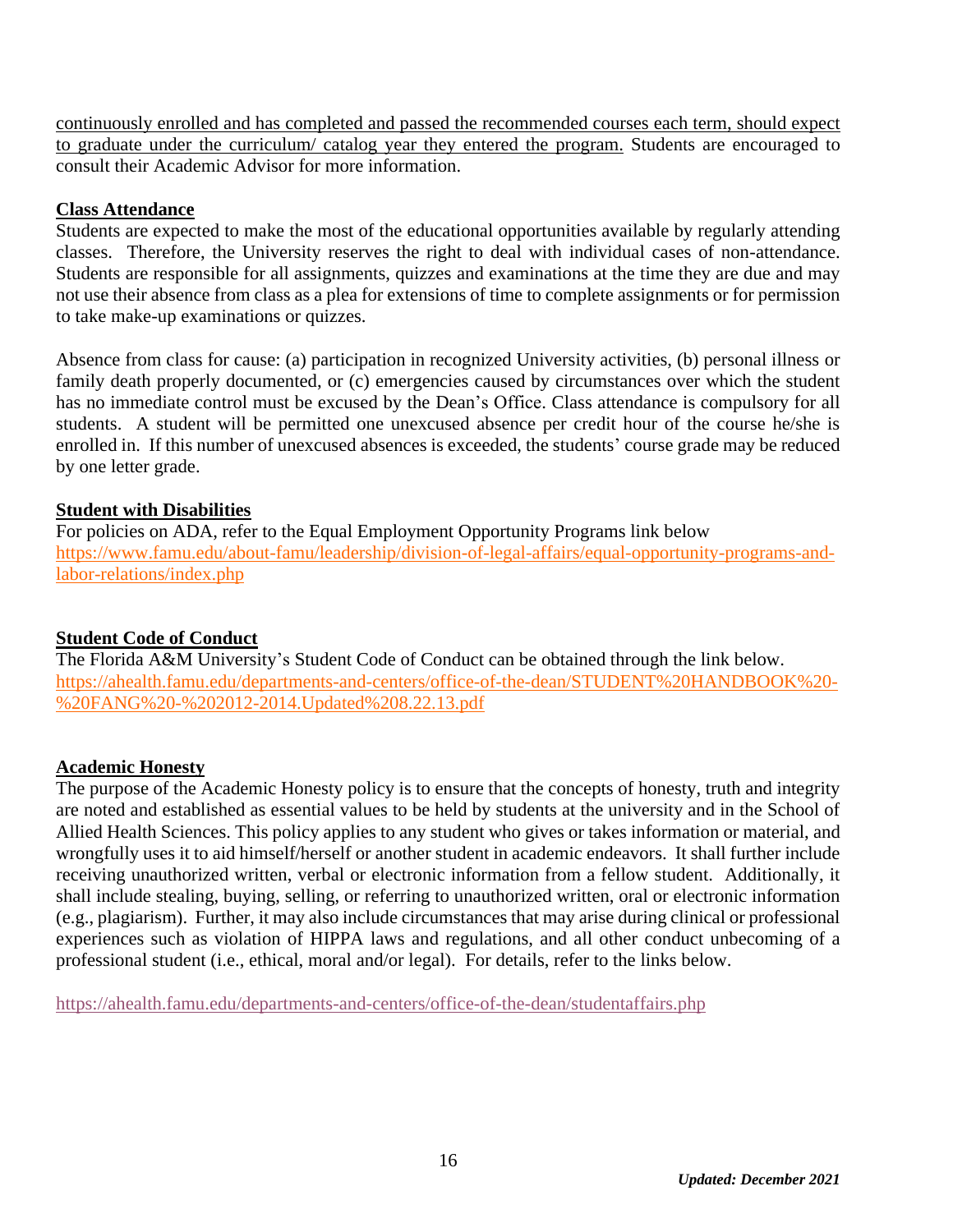continuously enrolled and has completed and passed the recommended courses each term, should expect to graduate under the curriculum/ catalog year they entered the program. Students are encouraged to consult their Academic Advisor for more information.

**Class Attendance**

Students are expected to make the most of the educational opportunities available by regularly attending classes. Therefore, the University reserves the right to deal with individual cases of non-attendance. Students are responsible for all assignments, quizzes and examinations at the time they are due and may not use their absence from class as a plea for extensions of time to complete assignments or for permission to take make-up examinations or quizzes.

Absence from class for cause: (a) participation in recognized University activities, (b) personal illness or family death properly documented, or (c) emergencies caused by circumstances over which the student has no immediate control must be excused by the Dean's Office. Class attendance is compulsory for all students. A student will be permitted one unexcused absence per credit hour of the course he/she is enrolled in. If this number of unexcused absences is exceeded, the students' course grade may be reduced by one letter grade.

**Student with Disabilities**

For policies on ADA, refer to the Equal Employment Opportunity Programs link below
https://www.famu.edu/about-famu/leadership/division-of-legal-affairs/equal-opportunity-programs-and-labor-relations/index.php

**Student Code of Conduct**

The Florida A&M University's Student Code of Conduct can be obtained through the link below.
https://ahealth.famu.edu/departments-and-centers/office-of-the-dean/STUDENT%20HANDBOOK%20-%20FANG%20-%202012-2014.Updated%208.22.13.pdf

**Academic Honesty**

The purpose of the Academic Honesty policy is to ensure that the concepts of honesty, truth and integrity are noted and established as essential values to be held by students at the university and in the School of Allied Health Sciences. This policy applies to any student who gives or takes information or material, and wrongfully uses it to aid himself/herself or another student in academic endeavors. It shall further include receiving unauthorized written, verbal or electronic information from a fellow student. Additionally, it shall include stealing, buying, selling, or referring to unauthorized written, oral or electronic information (e.g., plagiarism). Further, it may also include circumstances that may arise during clinical or professional experiences such as violation of HIPPA laws and regulations, and all other conduct unbecoming of a professional student (i.e., ethical, moral and/or legal). For details, refer to the links below.

https://ahealth.famu.edu/departments-and-centers/office-of-the-dean/studentaffairs.php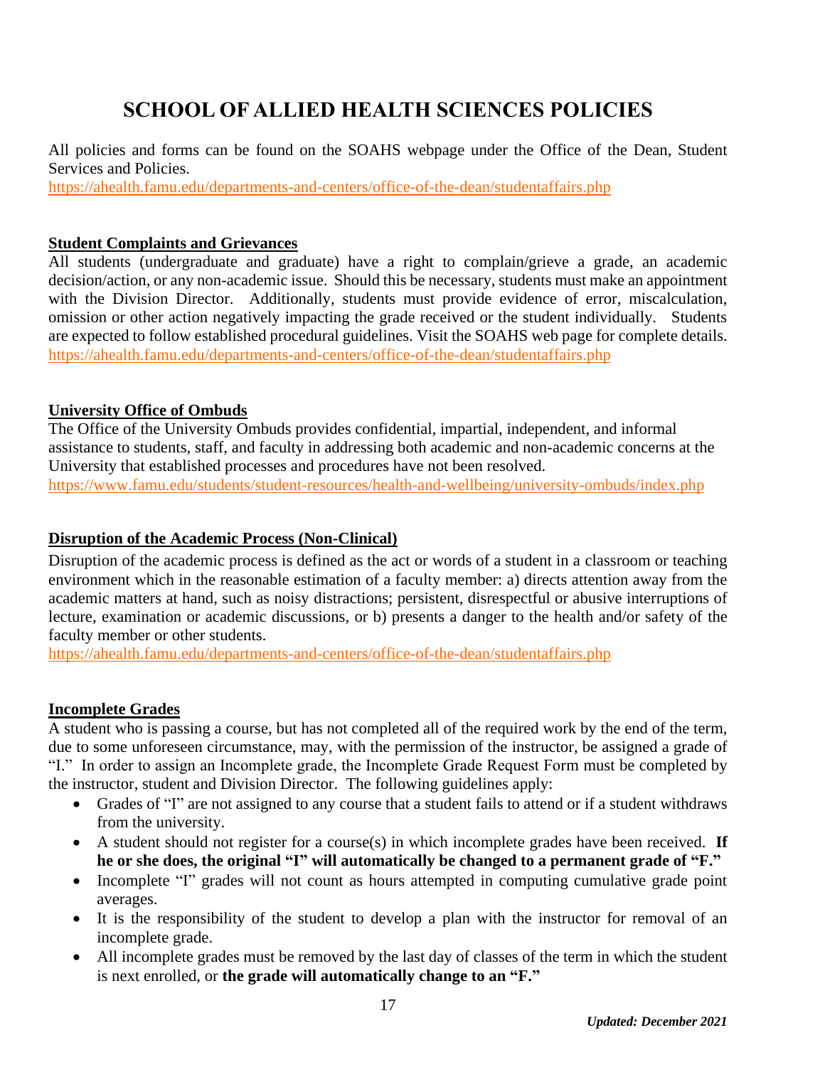# SCHOOL OF ALLIED HEALTH SCIENCES POLICIES

All policies and forms can be found on the SOAHS webpage under the Office of the Dean, Student Services and Policies.
https://ahealth.famu.edu/departments-and-centers/office-of-the-dean/studentaffairs.php

## Student Complaints and Grievances

All students (undergraduate and graduate) have a right to complain/grieve a grade, an academic decision/action, or any non-academic issue. Should this be necessary, students must make an appointment with the Division Director. Additionally, students must provide evidence of error, miscalculation, omission or other action negatively impacting the grade received or the student individually. Students are expected to follow established procedural guidelines. Visit the SOAHS web page for complete details.
https://ahealth.famu.edu/departments-and-centers/office-of-the-dean/studentaffairs.php

## University Office of Ombuds

The Office of the University Ombuds provides confidential, impartial, independent, and informal assistance to students, staff, and faculty in addressing both academic and non-academic concerns at the University that established processes and procedures have not been resolved.
https://www.famu.edu/students/student-resources/health-and-wellbeing/university-ombuds/index.php

## Disruption of the Academic Process (Non-Clinical)

Disruption of the academic process is defined as the act or words of a student in a classroom or teaching environment which in the reasonable estimation of a faculty member: a) directs attention away from the academic matters at hand, such as noisy distractions; persistent, disrespectful or abusive interruptions of lecture, examination or academic discussions, or b) presents a danger to the health and/or safety of the faculty member or other students.
https://ahealth.famu.edu/departments-and-centers/office-of-the-dean/studentaffairs.php

## Incomplete Grades

A student who is passing a course, but has not completed all of the required work by the end of the term, due to some unforeseen circumstance, may, with the permission of the instructor, be assigned a grade of "I." In order to assign an Incomplete grade, the Incomplete Grade Request Form must be completed by the instructor, student and Division Director. The following guidelines apply:

- Grades of "I" are not assigned to any course that a student fails to attend or if a student withdraws from the university.
- A student should not register for a course(s) in which incomplete grades have been received. **If he or she does, the original "I" will automatically be changed to a permanent grade of "F."**
- Incomplete "I" grades will not count as hours attempted in computing cumulative grade point averages.
- It is the responsibility of the student to develop a plan with the instructor for removal of an incomplete grade.
- All incomplete grades must be removed by the last day of classes of the term in which the student is next enrolled, or **the grade will automatically change to an "F."**

***Updated: December 2021***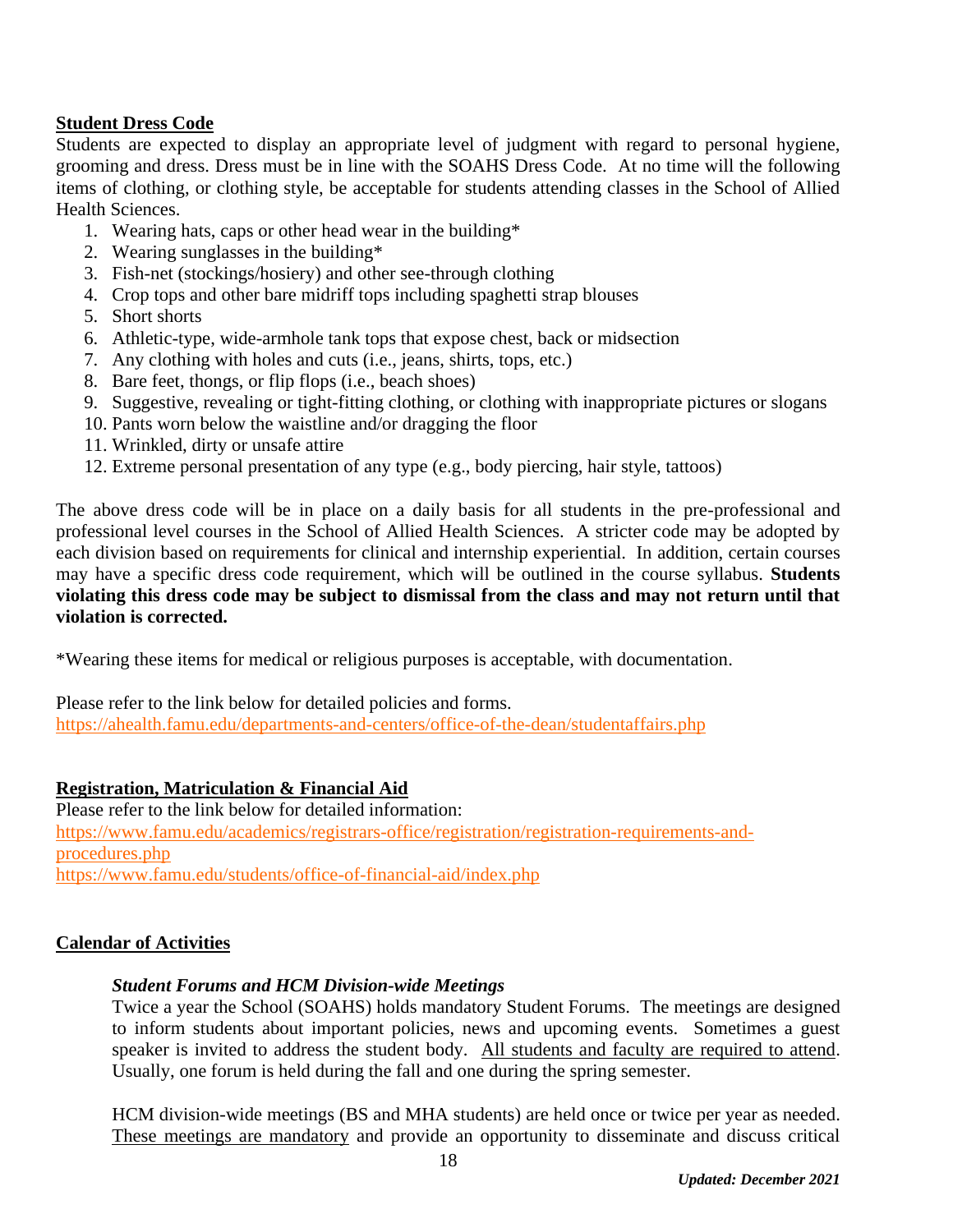## Student Dress Code

Students are expected to display an appropriate level of judgment with regard to personal hygiene, grooming and dress. Dress must be in line with the SOAHS Dress Code. At no time will the following items of clothing, or clothing style, be acceptable for students attending classes in the School of Allied Health Sciences.

1. Wearing hats, caps or other head wear in the building*
2. Wearing sunglasses in the building*
3. Fish-net (stockings/hosiery) and other see-through clothing
4. Crop tops and other bare midriff tops including spaghetti strap blouses
5. Short shorts
6. Athletic-type, wide-armhole tank tops that expose chest, back or midsection
7. Any clothing with holes and cuts (i.e., jeans, shirts, tops, etc.)
8. Bare feet, thongs, or flip flops (i.e., beach shoes)
9. Suggestive, revealing or tight-fitting clothing, or clothing with inappropriate pictures or slogans
10. Pants worn below the waistline and/or dragging the floor
11. Wrinkled, dirty or unsafe attire
12. Extreme personal presentation of any type (e.g., body piercing, hair style, tattoos)

The above dress code will be in place on a daily basis for all students in the pre-professional and professional level courses in the School of Allied Health Sciences. A stricter code may be adopted by each division based on requirements for clinical and internship experiential. In addition, certain courses may have a specific dress code requirement, which will be outlined in the course syllabus. **Students violating this dress code may be subject to dismissal from the class and may not return until that violation is corrected.**

*Wearing these items for medical or religious purposes is acceptable, with documentation.

Please refer to the link below for detailed policies and forms.
https://ahealth.famu.edu/departments-and-centers/office-of-the-dean/studentaffairs.php

## Registration, Matriculation & Financial Aid

Please refer to the link below for detailed information:
https://www.famu.edu/academics/registrars-office/registration/registration-requirements-and-procedures.php
https://www.famu.edu/students/office-of-financial-aid/index.php

## Calendar of Activities

### *Student Forums and HCM Division-wide Meetings*

Twice a year the School (SOAHS) holds mandatory Student Forums. The meetings are designed to inform students about important policies, news and upcoming events. Sometimes a guest speaker is invited to address the student body. All students and faculty are required to attend. Usually, one forum is held during the fall and one during the spring semester.

HCM division-wide meetings (BS and MHA students) are held once or twice per year as needed. These meetings are mandatory and provide an opportunity to disseminate and discuss critical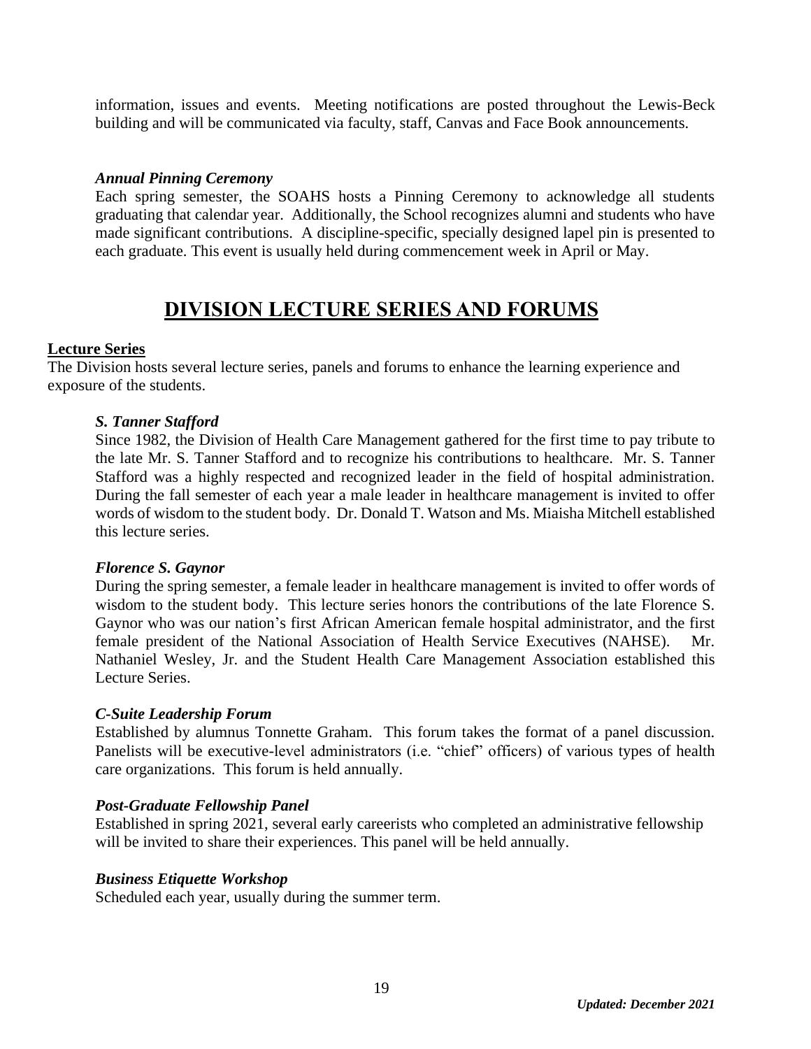information, issues and events. Meeting notifications are posted throughout the Lewis-Beck building and will be communicated via faculty, staff, Canvas and Face Book announcements.

***Annual Pinning Ceremony***

Each spring semester, the SOAHS hosts a Pinning Ceremony to acknowledge all students graduating that calendar year. Additionally, the School recognizes alumni and students who have made significant contributions. A discipline-specific, specially designed lapel pin is presented to each graduate. This event is usually held during commencement week in April or May.

# DIVISION LECTURE SERIES AND FORUMS

## Lecture Series

The Division hosts several lecture series, panels and forums to enhance the learning experience and exposure of the students.

***S. Tanner Stafford***

Since 1982, the Division of Health Care Management gathered for the first time to pay tribute to the late Mr. S. Tanner Stafford and to recognize his contributions to healthcare. Mr. S. Tanner Stafford was a highly respected and recognized leader in the field of hospital administration. During the fall semester of each year a male leader in healthcare management is invited to offer words of wisdom to the student body. Dr. Donald T. Watson and Ms. Miaisha Mitchell established this lecture series.

***Florence S. Gaynor***

During the spring semester, a female leader in healthcare management is invited to offer words of wisdom to the student body. This lecture series honors the contributions of the late Florence S. Gaynor who was our nation's first African American female hospital administrator, and the first female president of the National Association of Health Service Executives (NAHSE). Mr. Nathaniel Wesley, Jr. and the Student Health Care Management Association established this Lecture Series.

***C-Suite Leadership Forum***

Established by alumnus Tonnette Graham. This forum takes the format of a panel discussion. Panelists will be executive-level administrators (i.e. "chief" officers) of various types of health care organizations. This forum is held annually.

***Post-Graduate Fellowship Panel***

Established in spring 2021, several early careerists who completed an administrative fellowship will be invited to share their experiences. This panel will be held annually.

***Business Etiquette Workshop***

Scheduled each year, usually during the summer term.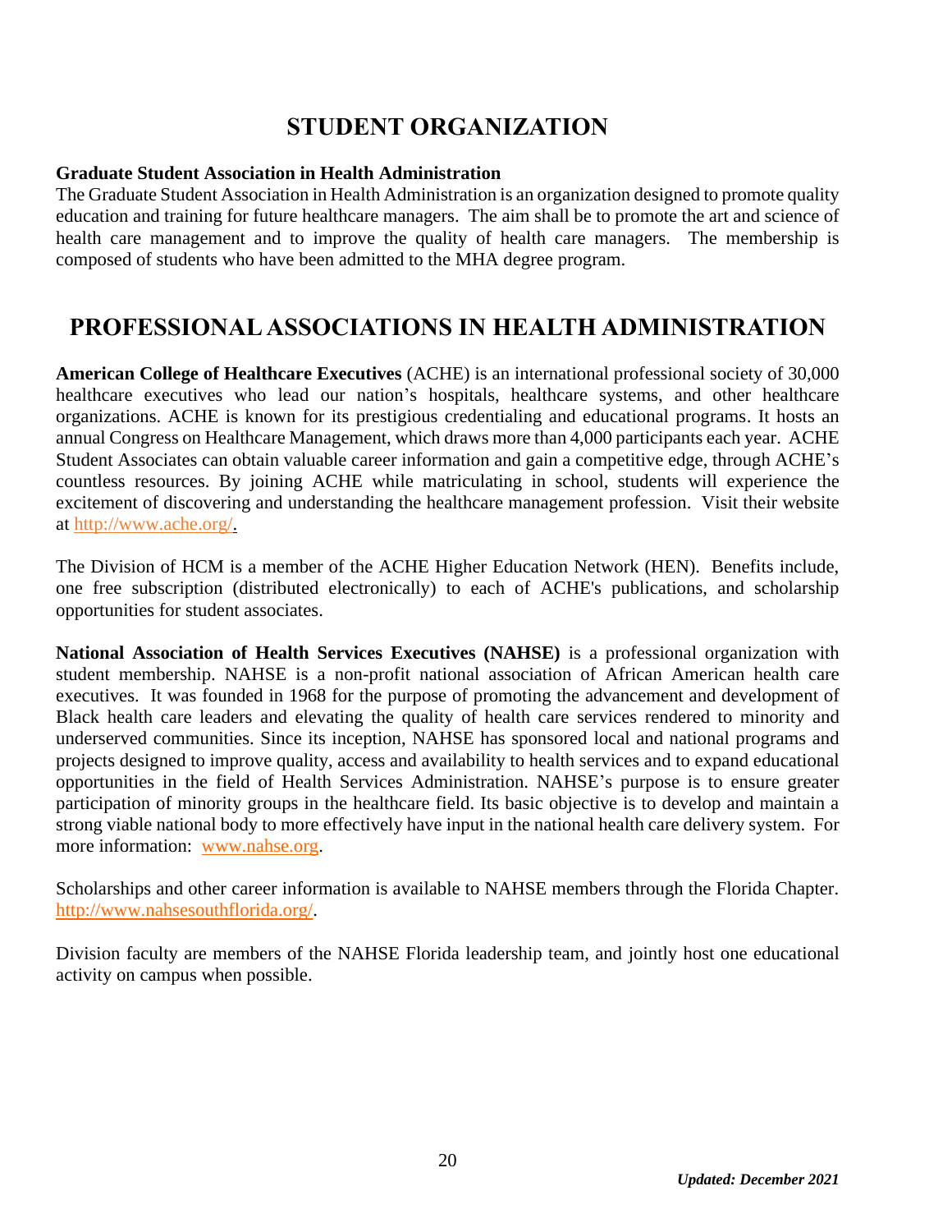# STUDENT ORGANIZATION

**Graduate Student Association in Health Administration**
The Graduate Student Association in Health Administration is an organization designed to promote quality education and training for future healthcare managers. The aim shall be to promote the art and science of health care management and to improve the quality of health care managers. The membership is composed of students who have been admitted to the MHA degree program.

# PROFESSIONAL ASSOCIATIONS IN HEALTH ADMINISTRATION

**American College of Healthcare Executives** (ACHE) is an international professional society of 30,000 healthcare executives who lead our nation's hospitals, healthcare systems, and other healthcare organizations. ACHE is known for its prestigious credentialing and educational programs. It hosts an annual Congress on Healthcare Management, which draws more than 4,000 participants each year. ACHE Student Associates can obtain valuable career information and gain a competitive edge, through ACHE's countless resources. By joining ACHE while matriculating in school, students will experience the excitement of discovering and understanding the healthcare management profession. Visit their website at http://www.ache.org/.

The Division of HCM is a member of the ACHE Higher Education Network (HEN). Benefits include, one free subscription (distributed electronically) to each of ACHE's publications, and scholarship opportunities for student associates.

**National Association of Health Services Executives (NAHSE)** is a professional organization with student membership. NAHSE is a non-profit national association of African American health care executives. It was founded in 1968 for the purpose of promoting the advancement and development of Black health care leaders and elevating the quality of health care services rendered to minority and underserved communities. Since its inception, NAHSE has sponsored local and national programs and projects designed to improve quality, access and availability to health services and to expand educational opportunities in the field of Health Services Administration. NAHSE's purpose is to ensure greater participation of minority groups in the healthcare field. Its basic objective is to develop and maintain a strong viable national body to more effectively have input in the national health care delivery system. For more information: www.nahse.org.

Scholarships and other career information is available to NAHSE members through the Florida Chapter. http://www.nahsesouthflorida.org/.

Division faculty are members of the NAHSE Florida leadership team, and jointly host one educational activity on campus when possible.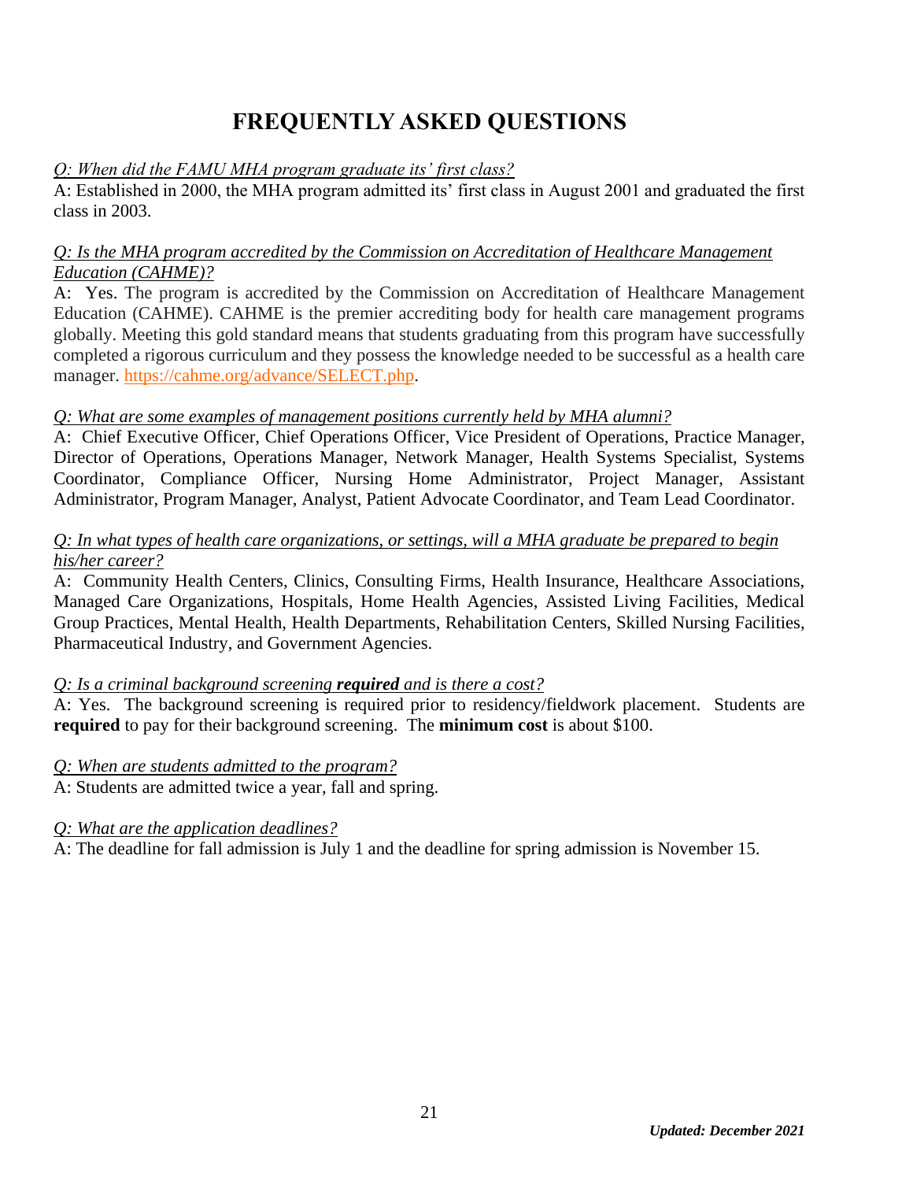# FREQUENTLY ASKED QUESTIONS

*Q: When did the FAMU MHA program graduate its' first class?*
A: Established in 2000, the MHA program admitted its' first class in August 2001 and graduated the first class in 2003.

*Q: Is the MHA program accredited by the Commission on Accreditation of Healthcare Management Education (CAHME)?*
A: Yes. The program is accredited by the Commission on Accreditation of Healthcare Management Education (CAHME). CAHME is the premier accrediting body for health care management programs globally. Meeting this gold standard means that students graduating from this program have successfully completed a rigorous curriculum and they possess the knowledge needed to be successful as a health care manager. https://cahme.org/advance/SELECT.php.

*Q: What are some examples of management positions currently held by MHA alumni?*
A: Chief Executive Officer, Chief Operations Officer, Vice President of Operations, Practice Manager, Director of Operations, Operations Manager, Network Manager, Health Systems Specialist, Systems Coordinator, Compliance Officer, Nursing Home Administrator, Project Manager, Assistant Administrator, Program Manager, Analyst, Patient Advocate Coordinator, and Team Lead Coordinator.

*Q: In what types of health care organizations, or settings, will a MHA graduate be prepared to begin his/her career?*
A: Community Health Centers, Clinics, Consulting Firms, Health Insurance, Healthcare Associations, Managed Care Organizations, Hospitals, Home Health Agencies, Assisted Living Facilities, Medical Group Practices, Mental Health, Health Departments, Rehabilitation Centers, Skilled Nursing Facilities, Pharmaceutical Industry, and Government Agencies.

*Q: Is a criminal background screening **required** and is there a cost?*
A: Yes. The background screening is required prior to residency/fieldwork placement. Students are **required** to pay for their background screening. The **minimum cost** is about $100.

*Q: When are students admitted to the program?*
A: Students are admitted twice a year, fall and spring.

*Q: What are the application deadlines?*
A: The deadline for fall admission is July 1 and the deadline for spring admission is November 15.

***Updated: December 2021***